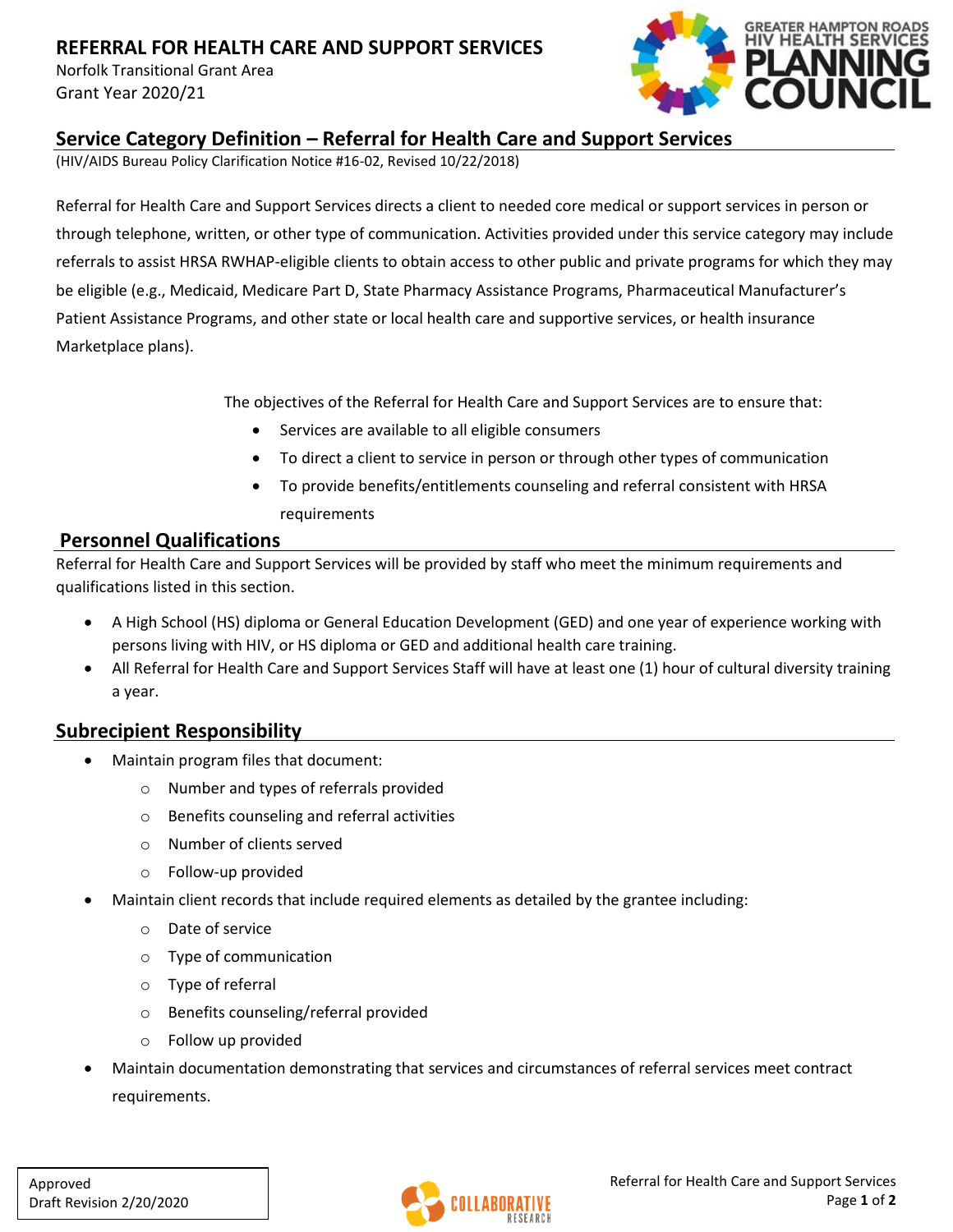# REFERRAL FOR HEALTH CARE AND SUPPORT SERVICES

Norfolk Transitional Grant Area
Grant Year 2020/21

## Service Category Definition – Referral for Health Care and Support Services

(HIV/AIDS Bureau Policy Clarification Notice #16-02, Revised 10/22/2018)

Referral for Health Care and Support Services directs a client to needed core medical or support services in person or through telephone, written, or other type of communication. Activities provided under this service category may include referrals to assist HRSA RWHAP-eligible clients to obtain access to other public and private programs for which they may be eligible (e.g., Medicaid, Medicare Part D, State Pharmacy Assistance Programs, Pharmaceutical Manufacturer's Patient Assistance Programs, and other state or local health care and supportive services, or health insurance Marketplace plans).

The objectives of the Referral for Health Care and Support Services are to ensure that:

- Services are available to all eligible consumers
- To direct a client to service in person or through other types of communication
- To provide benefits/entitlements counseling and referral consistent with HRSA requirements

## Personnel Qualifications

Referral for Health Care and Support Services will be provided by staff who meet the minimum requirements and qualifications listed in this section.

- A High School (HS) diploma or General Education Development (GED) and one year of experience working with persons living with HIV, or HS diploma or GED and additional health care training.
- All Referral for Health Care and Support Services Staff will have at least one (1) hour of cultural diversity training a year.

## Subrecipient Responsibility

- Maintain program files that document:
  - Number and types of referrals provided
  - Benefits counseling and referral activities
  - Number of clients served
  - Follow-up provided
- Maintain client records that include required elements as detailed by the grantee including:
  - Date of service
  - Type of communication
  - Type of referral
  - Benefits counseling/referral provided
  - Follow up provided
- Maintain documentation demonstrating that services and circumstances of referral services meet contract requirements.

Approved
Draft Revision 2/20/2020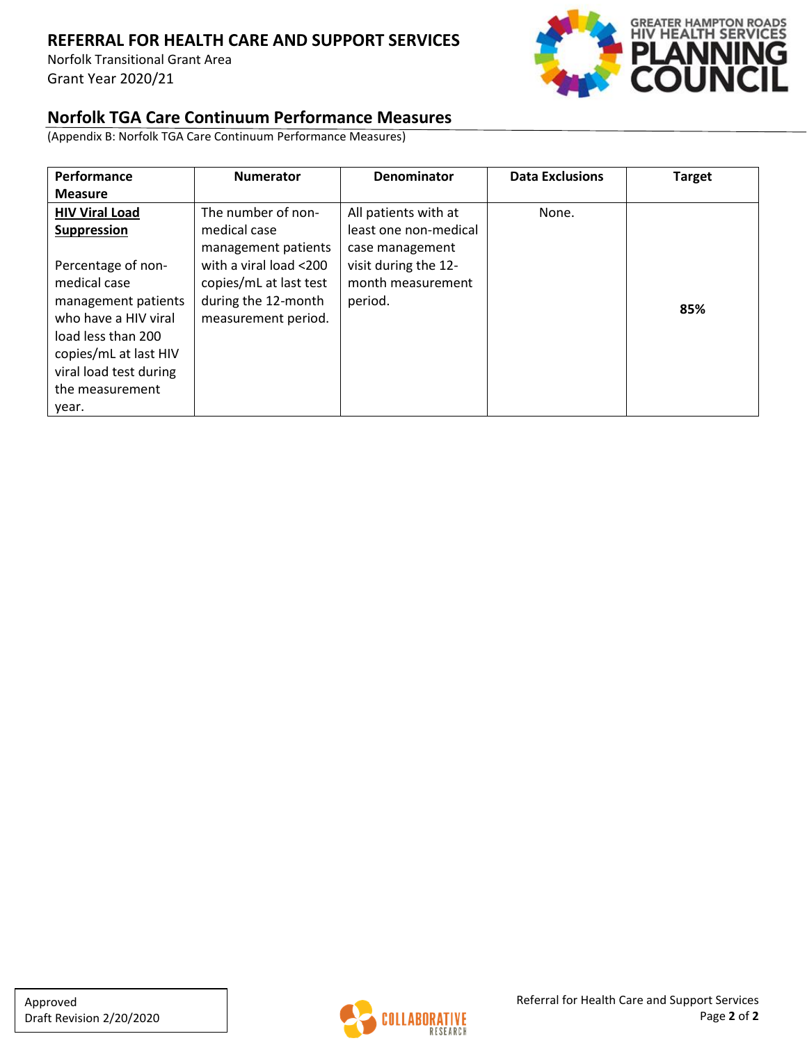## Norfolk TGA Care Continuum Performance Measures

(Appendix B: Norfolk TGA Care Continuum Performance Measures)

| Performance Measure | Numerator | Denominator | Data Exclusions | Target |
|---|---|---|---|---|
| **HIV Viral Load Suppression**<br><br>Percentage of non-medical case management patients who have a HIV viral load less than 200 copies/mL at last HIV viral load test during the measurement year. | The number of non-medical case management patients with a viral load <200 copies/mL at last test during the 12-month measurement period. | All patients with at least one non-medical case management visit during the 12-month measurement period. | None. | **85%** |

Approved
Draft Revision 2/20/2020